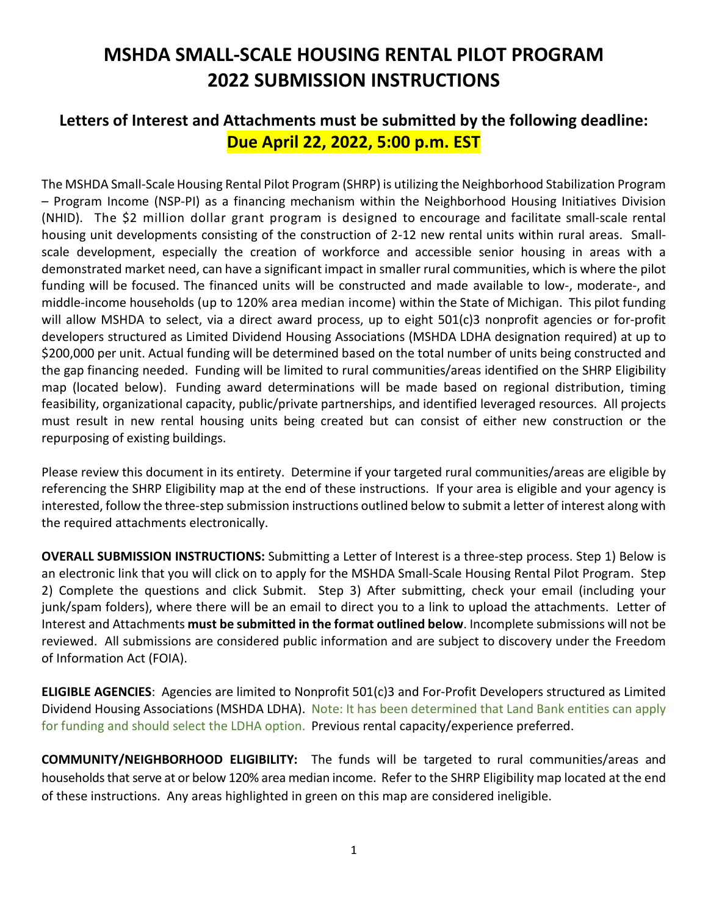# MSHDA SMALL-SCALE HOUSING RENTAL PILOT PROGRAM 2022 SUBMISSION INSTRUCTIONS

## Letters of Interest and Attachments must be submitted by the following deadline: Due April 22, 2022, 5:00 p.m. EST

The MSHDA Small-Scale Housing Rental Pilot Program (SHRP) is utilizing the Neighborhood Stabilization Program – Program Income (NSP-PI) as a financing mechanism within the Neighborhood Housing Initiatives Division (NHID). The $2 million dollar grant program is designed to encourage and facilitate small-scale rental housing unit developments consisting of the construction of 2-12 new rental units within rural areas. Small-scale development, especially the creation of workforce and accessible senior housing in areas with a demonstrated market need, can have a significant impact in smaller rural communities, which is where the pilot funding will be focused. The financed units will be constructed and made available to low-, moderate-, and middle-income households (up to 120% area median income) within the State of Michigan. This pilot funding will allow MSHDA to select, via a direct award process, up to eight 501(c)3 nonprofit agencies or for-profit developers structured as Limited Dividend Housing Associations (MSHDA LDHA designation required) at up to $200,000 per unit. Actual funding will be determined based on the total number of units being constructed and the gap financing needed. Funding will be limited to rural communities/areas identified on the SHRP Eligibility map (located below). Funding award determinations will be made based on regional distribution, timing feasibility, organizational capacity, public/private partnerships, and identified leveraged resources. All projects must result in new rental housing units being created but can consist of either new construction or the repurposing of existing buildings.

Please review this document in its entirety. Determine if your targeted rural communities/areas are eligible by referencing the SHRP Eligibility map at the end of these instructions. If your area is eligible and your agency is interested, follow the three-step submission instructions outlined below to submit a letter of interest along with the required attachments electronically.

**OVERALL SUBMISSION INSTRUCTIONS:** Submitting a Letter of Interest is a three-step process. Step 1) Below is an electronic link that you will click on to apply for the MSHDA Small-Scale Housing Rental Pilot Program. Step 2) Complete the questions and click Submit. Step 3) After submitting, check your email (including your junk/spam folders), where there will be an email to direct you to a link to upload the attachments. Letter of Interest and Attachments **must be submitted in the format outlined below**. Incomplete submissions will not be reviewed. All submissions are considered public information and are subject to discovery under the Freedom of Information Act (FOIA).

**ELIGIBLE AGENCIES**: Agencies are limited to Nonprofit 501(c)3 and For-Profit Developers structured as Limited Dividend Housing Associations (MSHDA LDHA). Note: It has been determined that Land Bank entities can apply for funding and should select the LDHA option. Previous rental capacity/experience preferred.

**COMMUNITY/NEIGHBORHOOD ELIGIBILITY:** The funds will be targeted to rural communities/areas and households that serve at or below 120% area median income. Refer to the SHRP Eligibility map located at the end of these instructions. Any areas highlighted in green on this map are considered ineligible.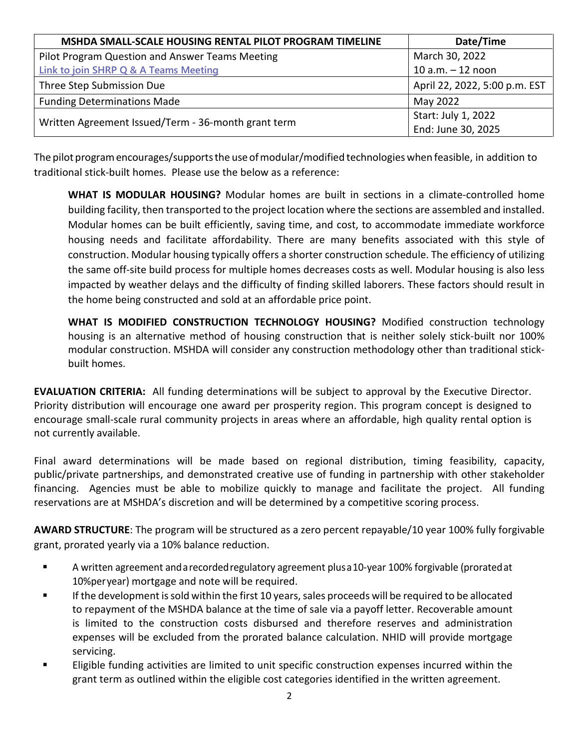| MSHDA SMALL-SCALE HOUSING RENTAL PILOT PROGRAM TIMELINE | Date/Time |
|---|---|
| Pilot Program Question and Answer Teams Meeting<br>Link to join SHRP Q & A Teams Meeting | March 30, 2022<br>10 a.m. – 12 noon |
| Three Step Submission Due | April 22, 2022, 5:00 p.m. EST |
| Funding Determinations Made | May 2022 |
| Written Agreement Issued/Term - 36-month grant term | Start: July 1, 2022<br>End: June 30, 2025 |

The pilot program encourages/supports the use of modular/modified technologies when feasible, in addition to traditional stick-built homes. Please use the below as a reference:

> **WHAT IS MODULAR HOUSING?** Modular homes are built in sections in a climate-controlled home building facility, then transported to the project location where the sections are assembled and installed. Modular homes can be built efficiently, saving time, and cost, to accommodate immediate workforce housing needs and facilitate affordability. There are many benefits associated with this style of construction. Modular housing typically offers a shorter construction schedule. The efficiency of utilizing the same off-site build process for multiple homes decreases costs as well. Modular housing is also less impacted by weather delays and the difficulty of finding skilled laborers. These factors should result in the home being constructed and sold at an affordable price point.
>
> **WHAT IS MODIFIED CONSTRUCTION TECHNOLOGY HOUSING?** Modified construction technology housing is an alternative method of housing construction that is neither solely stick-built nor 100% modular construction. MSHDA will consider any construction methodology other than traditional stick-built homes.

**EVALUATION CRITERIA:** All funding determinations will be subject to approval by the Executive Director. Priority distribution will encourage one award per prosperity region. This program concept is designed to encourage small-scale rural community projects in areas where an affordable, high quality rental option is not currently available.

Final award determinations will be made based on regional distribution, timing feasibility, capacity, public/private partnerships, and demonstrated creative use of funding in partnership with other stakeholder financing. Agencies must be able to mobilize quickly to manage and facilitate the project. All funding reservations are at MSHDA's discretion and will be determined by a competitive scoring process.

**AWARD STRUCTURE**: The program will be structured as a zero percent repayable/10 year 100% fully forgivable grant, prorated yearly via a 10% balance reduction.

- A written agreement and a recorded regulatory agreement plus a 10-year 100% forgivable (prorated at 10% per year) mortgage and note will be required.
- If the development is sold within the first 10 years, sales proceeds will be required to be allocated to repayment of the MSHDA balance at the time of sale via a payoff letter. Recoverable amount is limited to the construction costs disbursed and therefore reserves and administration expenses will be excluded from the prorated balance calculation. NHID will provide mortgage servicing.
- Eligible funding activities are limited to unit specific construction expenses incurred within the grant term as outlined within the eligible cost categories identified in the written agreement.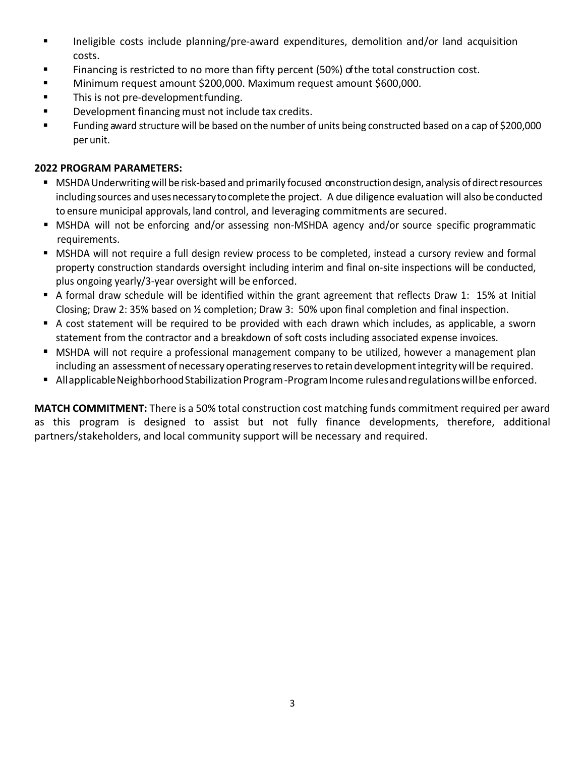- Ineligible costs include planning/pre-award expenditures, demolition and/or land acquisition costs.
- Financing is restricted to no more than fifty percent (50%) of the total construction cost.
- Minimum request amount $200,000. Maximum request amount $600,000.
- This is not pre-development funding.
- Development financing must not include tax credits.
- Funding award structure will be based on the number of units being constructed based on a cap of $200,000 per unit.

**2022 PROGRAM PARAMETERS:**

- MSHDA Underwriting will be risk-based and primarily focused on construction design, analysis of direct resources including sources and uses necessary to complete the project. A due diligence evaluation will also be conducted to ensure municipal approvals, land control, and leveraging commitments are secured.
- MSHDA will not be enforcing and/or assessing non-MSHDA agency and/or source specific programmatic requirements.
- MSHDA will not require a full design review process to be completed, instead a cursory review and formal property construction standards oversight including interim and final on-site inspections will be conducted, plus ongoing yearly/3-year oversight will be enforced.
- A formal draw schedule will be identified within the grant agreement that reflects Draw 1: 15% at Initial Closing; Draw 2: 35% based on ½ completion; Draw 3: 50% upon final completion and final inspection.
- A cost statement will be required to be provided with each drawn which includes, as applicable, a sworn statement from the contractor and a breakdown of soft costs including associated expense invoices.
- MSHDA will not require a professional management company to be utilized, however a management plan including an assessment of necessary operating reserves to retain development integrity will be required.
- All applicable Neighborhood Stabilization Program-Program Income rules and regulations will be enforced.

**MATCH COMMITMENT:** There is a 50% total construction cost matching funds commitment required per award as this program is designed to assist but not fully finance developments, therefore, additional partners/stakeholders, and local community support will be necessary and required.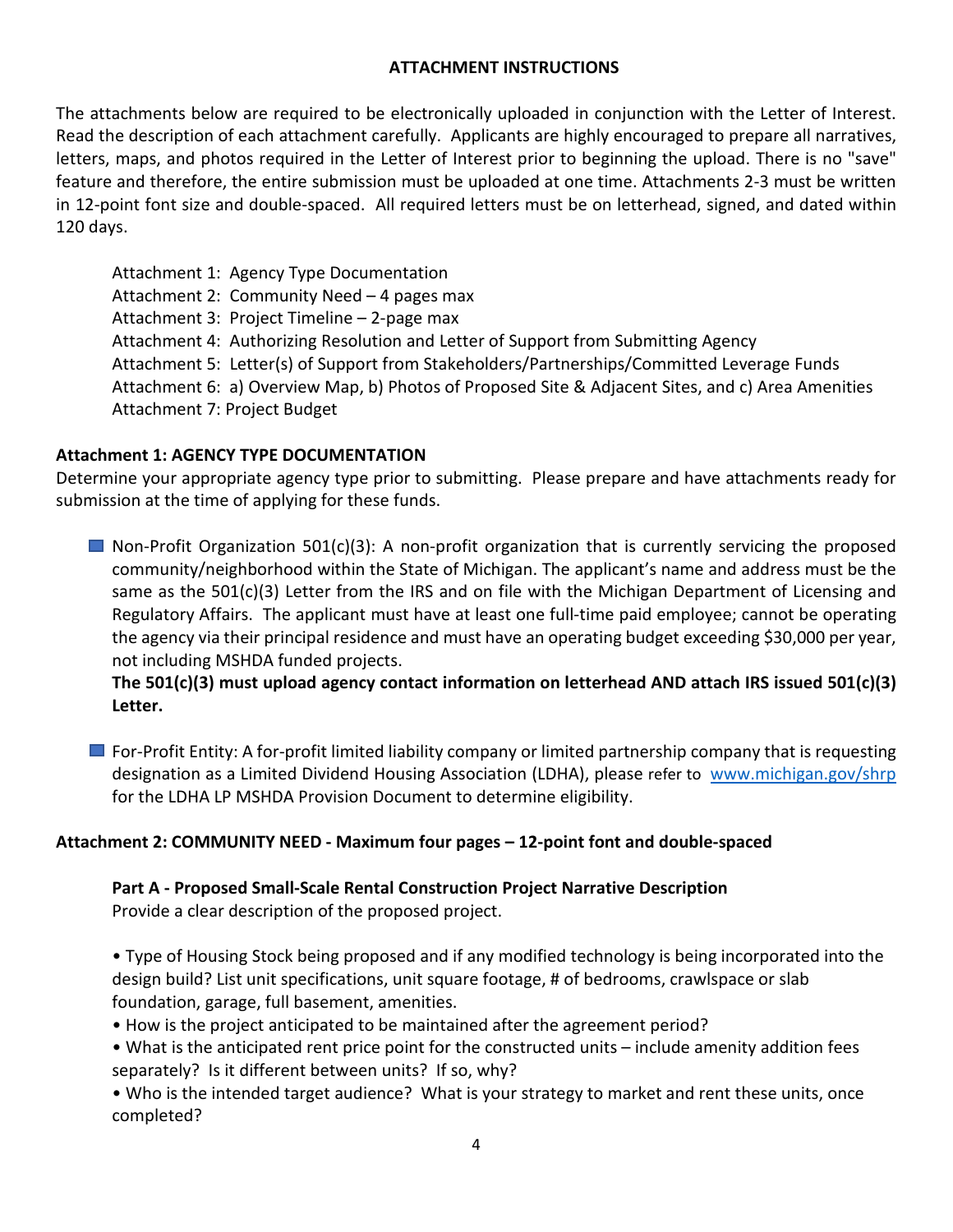## ATTACHMENT INSTRUCTIONS

The attachments below are required to be electronically uploaded in conjunction with the Letter of Interest. Read the description of each attachment carefully. Applicants are highly encouraged to prepare all narratives, letters, maps, and photos required in the Letter of Interest prior to beginning the upload. There is no "save" feature and therefore, the entire submission must be uploaded at one time. Attachments 2-3 must be written in 12-point font size and double-spaced. All required letters must be on letterhead, signed, and dated within 120 days.

Attachment 1: Agency Type Documentation
Attachment 2: Community Need – 4 pages max
Attachment 3: Project Timeline – 2-page max
Attachment 4: Authorizing Resolution and Letter of Support from Submitting Agency
Attachment 5: Letter(s) of Support from Stakeholders/Partnerships/Committed Leverage Funds
Attachment 6: a) Overview Map, b) Photos of Proposed Site & Adjacent Sites, and c) Area Amenities
Attachment 7: Project Budget

### Attachment 1: AGENCY TYPE DOCUMENTATION

Determine your appropriate agency type prior to submitting. Please prepare and have attachments ready for submission at the time of applying for these funds.

- ☐ Non-Profit Organization 501(c)(3): A non-profit organization that is currently servicing the proposed community/neighborhood within the State of Michigan. The applicant's name and address must be the same as the 501(c)(3) Letter from the IRS and on file with the Michigan Department of Licensing and Regulatory Affairs. The applicant must have at least one full-time paid employee; cannot be operating the agency via their principal residence and must have an operating budget exceeding $30,000 per year, not including MSHDA funded projects.
  **The 501(c)(3) must upload agency contact information on letterhead AND attach IRS issued 501(c)(3) Letter.**

- ☐ For-Profit Entity: A for-profit limited liability company or limited partnership company that is requesting designation as a Limited Dividend Housing Association (LDHA), please refer to www.michigan.gov/shrp for the LDHA LP MSHDA Provision Document to determine eligibility.

### Attachment 2: COMMUNITY NEED - Maximum four pages – 12-point font and double-spaced

**Part A - Proposed Small-Scale Rental Construction Project Narrative Description**
Provide a clear description of the proposed project.

- Type of Housing Stock being proposed and if any modified technology is being incorporated into the design build? List unit specifications, unit square footage, # of bedrooms, crawlspace or slab foundation, garage, full basement, amenities.
- How is the project anticipated to be maintained after the agreement period?
- What is the anticipated rent price point for the constructed units – include amenity addition fees separately? Is it different between units? If so, why?
- Who is the intended target audience? What is your strategy to market and rent these units, once completed?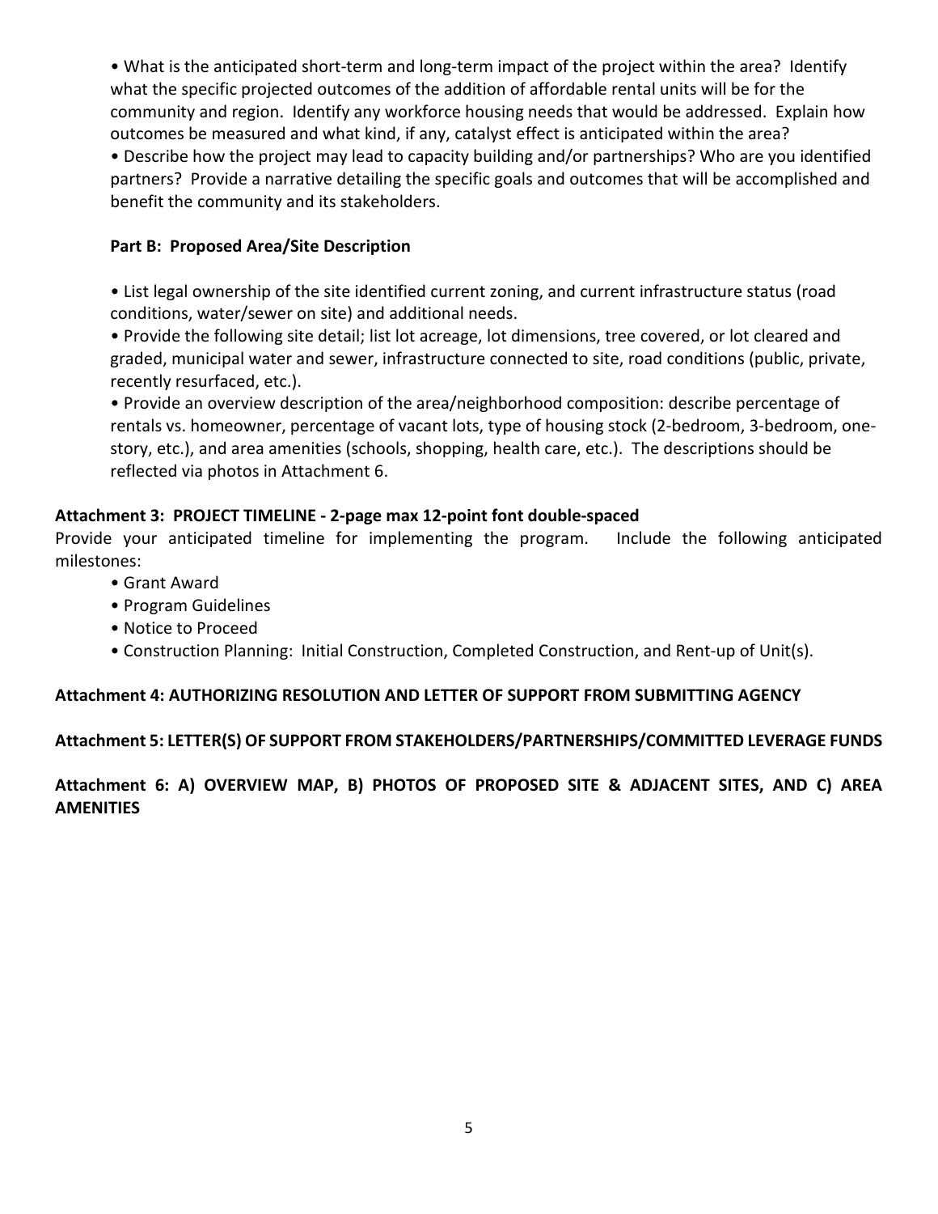- What is the anticipated short-term and long-term impact of the project within the area? Identify what the specific projected outcomes of the addition of affordable rental units will be for the community and region. Identify any workforce housing needs that would be addressed. Explain how outcomes be measured and what kind, if any, catalyst effect is anticipated within the area?
- Describe how the project may lead to capacity building and/or partnerships? Who are you identified partners? Provide a narrative detailing the specific goals and outcomes that will be accomplished and benefit the community and its stakeholders.

**Part B: Proposed Area/Site Description**

- List legal ownership of the site identified current zoning, and current infrastructure status (road conditions, water/sewer on site) and additional needs.
- Provide the following site detail; list lot acreage, lot dimensions, tree covered, or lot cleared and graded, municipal water and sewer, infrastructure connected to site, road conditions (public, private, recently resurfaced, etc.).
- Provide an overview description of the area/neighborhood composition: describe percentage of rentals vs. homeowner, percentage of vacant lots, type of housing stock (2-bedroom, 3-bedroom, one-story, etc.), and area amenities (schools, shopping, health care, etc.). The descriptions should be reflected via photos in Attachment 6.

**Attachment 3: PROJECT TIMELINE - 2-page max 12-point font double-spaced**

Provide your anticipated timeline for implementing the program. Include the following anticipated milestones:

- Grant Award
- Program Guidelines
- Notice to Proceed
- Construction Planning: Initial Construction, Completed Construction, and Rent-up of Unit(s).

**Attachment 4: AUTHORIZING RESOLUTION AND LETTER OF SUPPORT FROM SUBMITTING AGENCY**

**Attachment 5: LETTER(S) OF SUPPORT FROM STAKEHOLDERS/PARTNERSHIPS/COMMITTED LEVERAGE FUNDS**

**Attachment 6: A) OVERVIEW MAP, B) PHOTOS OF PROPOSED SITE & ADJACENT SITES, AND C) AREA AMENITIES**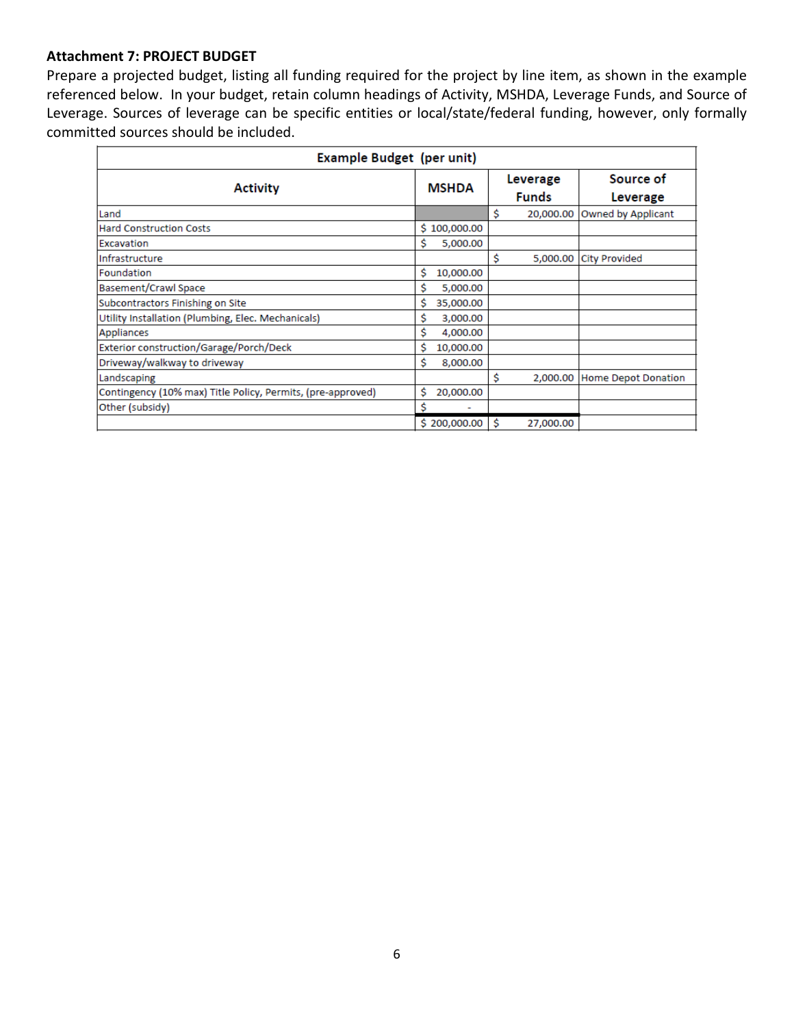**Attachment 7: PROJECT BUDGET**

Prepare a projected budget, listing all funding required for the project by line item, as shown in the example referenced below. In your budget, retain column headings of Activity, MSHDA, Leverage Funds, and Source of Leverage. Sources of leverage can be specific entities or local/state/federal funding, however, only formally committed sources should be included.

| Example Budget (per unit) | | | |
|---|---|---|---|
| **Activity** | **MSHDA** | **Leverage Funds** | **Source of Leverage** |
| Land | | $ 20,000.00 | Owned by Applicant |
| Hard Construction Costs | $ 100,000.00 | | |
| Excavation | $ 5,000.00 | | |
| Infrastructure | | $ 5,000.00 | City Provided |
| Foundation | $ 10,000.00 | | |
| Basement/Crawl Space | $ 5,000.00 | | |
| Subcontractors Finishing on Site | $ 35,000.00 | | |
| Utility Installation (Plumbing, Elec. Mechanicals) | $ 3,000.00 | | |
| Appliances | $ 4,000.00 | | |
| Exterior construction/Garage/Porch/Deck | $ 10,000.00 | | |
| Driveway/walkway to driveway | $ 8,000.00 | | |
| Landscaping | | $ 2,000.00 | Home Depot Donation |
| Contingency (10% max) Title Policy, Permits, (pre-approved) | $ 20,000.00 | | |
| Other (subsidy) | $ - | | |
| | $ 200,000.00 | $ 27,000.00 | |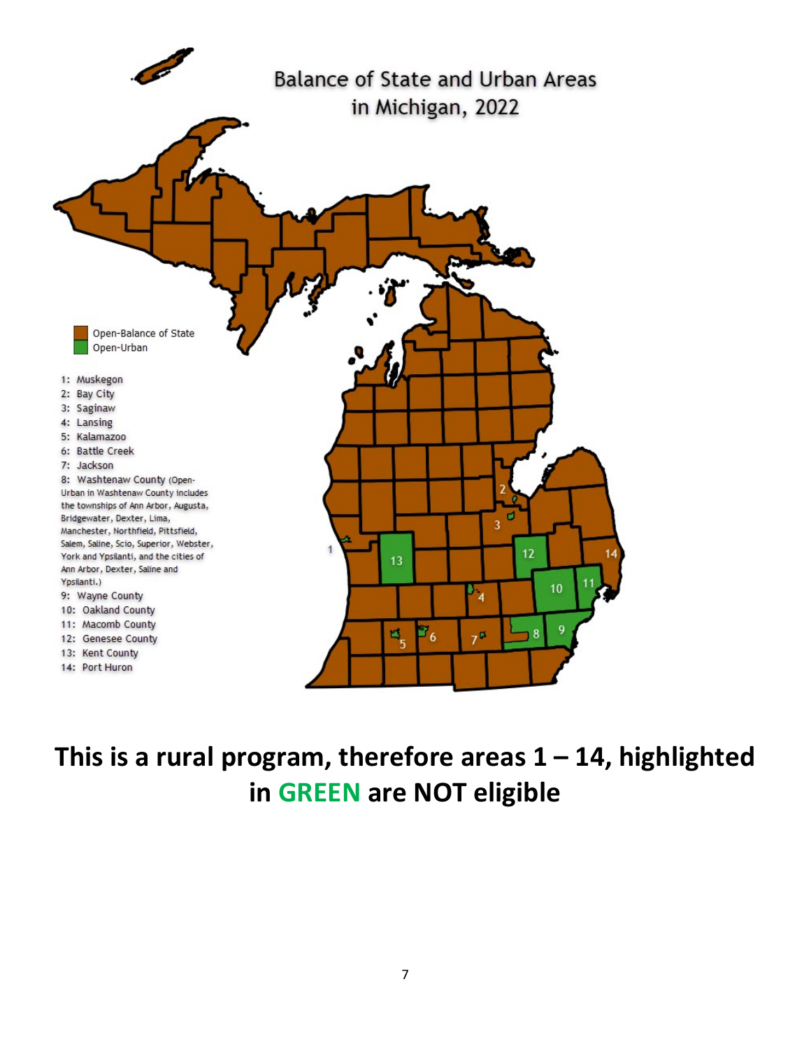Balance of State and Urban Areas in Michigan, 2022

Open-Balance of State

Open-Urban

1: Muskegon
2: Bay City
3: Saginaw
4: Lansing
5: Kalamazoo
6: Battle Creek
7: Jackson
8: Washtenaw County (Open-Urban in Washtenaw County includes the townships of Ann Arbor, Augusta, Bridgewater, Dexter, Lima, Manchester, Northfield, Pittsfield, Salem, Saline, Scio, Superior, Webster, York and Ypsilanti, and the cities of Ann Arbor, Dexter, Saline and Ypsilanti.)
9: Wayne County
10: Oakland County
11: Macomb County
12: Genesee County
13: Kent County
14: Port Huron

1 2 3 4 5 6 7 8 9 10 11 12 13 14

**This is a rural program, therefore areas 1 – 14, highlighted in GREEN are NOT eligible**